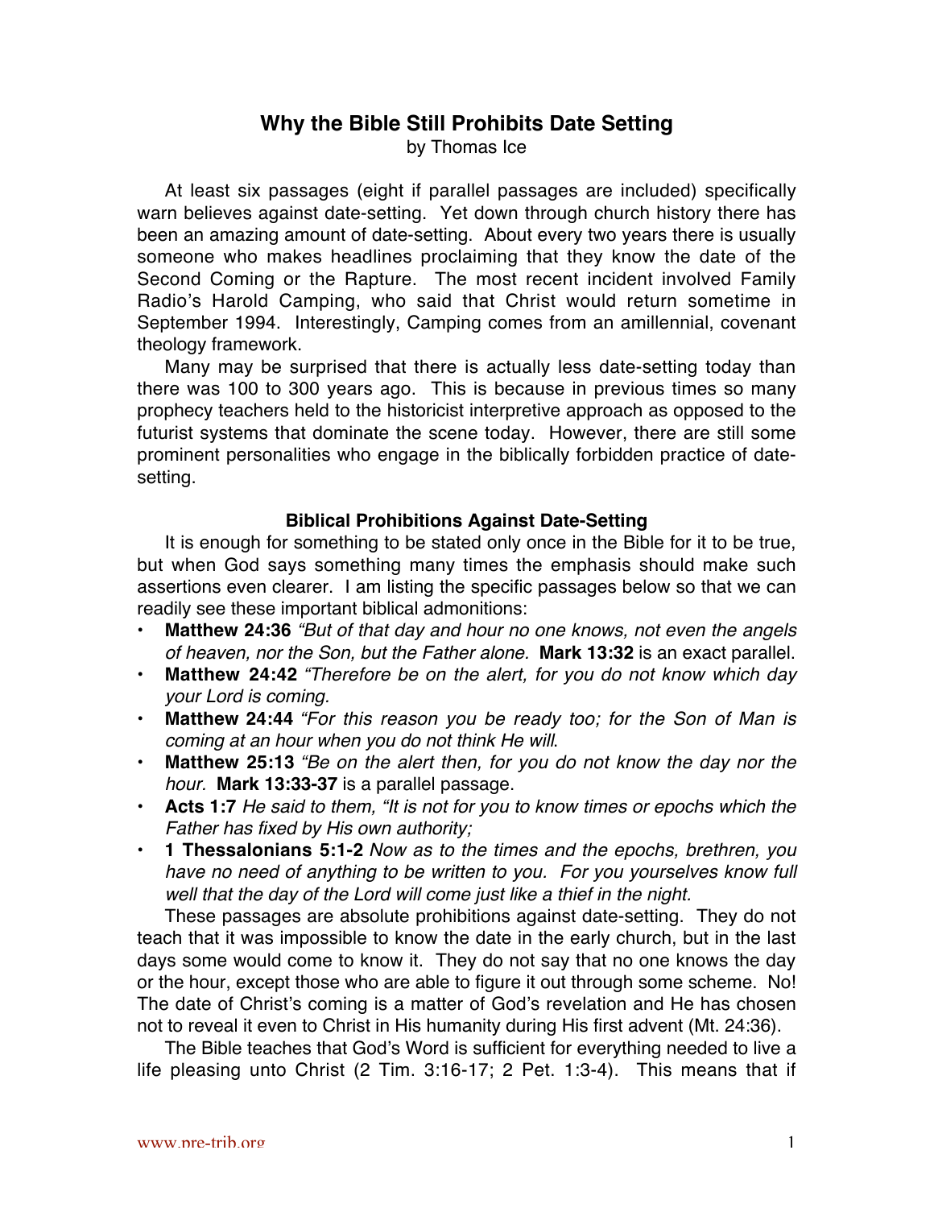# Why the Bible Still Prohibits Date Setting

by Thomas Ice

At least six passages (eight if parallel passages are included) specifically warn believes against date-setting. Yet down through church history there has been an amazing amount of date-setting. About every two years there is usually someone who makes headlines proclaiming that they know the date of the Second Coming or the Rapture. The most recent incident involved Family Radio's Harold Camping, who said that Christ would return sometime in September 1994. Interestingly, Camping comes from an amillennial, covenant theology framework.

Many may be surprised that there is actually less date-setting today than there was 100 to 300 years ago. This is because in previous times so many prophecy teachers held to the historicist interpretive approach as opposed to the futurist systems that dominate the scene today. However, there are still some prominent personalities who engage in the biblically forbidden practice of date-setting.

### Biblical Prohibitions Against Date-Setting

It is enough for something to be stated only once in the Bible for it to be true, but when God says something many times the emphasis should make such assertions even clearer. I am listing the specific passages below so that we can readily see these important biblical admonitions:

- **Matthew 24:36** *"But of that day and hour no one knows, not even the angels of heaven, nor the Son, but the Father alone.* **Mark 13:32** is an exact parallel.
- **Matthew 24:42** *"Therefore be on the alert, for you do not know which day your Lord is coming.*
- **Matthew 24:44** *"For this reason you be ready too; for the Son of Man is coming at an hour when you do not think He will.*
- **Matthew 25:13** *"Be on the alert then, for you do not know the day nor the hour.* **Mark 13:33-37** is a parallel passage.
- **Acts 1:7** *He said to them, "It is not for you to know times or epochs which the Father has fixed by His own authority;*
- **1 Thessalonians 5:1-2** *Now as to the times and the epochs, brethren, you have no need of anything to be written to you. For you yourselves know full well that the day of the Lord will come just like a thief in the night.*

These passages are absolute prohibitions against date-setting. They do not teach that it was impossible to know the date in the early church, but in the last days some would come to know it. They do not say that no one knows the day or the hour, except those who are able to figure it out through some scheme. No! The date of Christ's coming is a matter of God's revelation and He has chosen not to reveal it even to Christ in His humanity during His first advent (Mt. 24:36).

The Bible teaches that God's Word is sufficient for everything needed to live a life pleasing unto Christ (2 Tim. 3:16-17; 2 Pet. 1:3-4). This means that if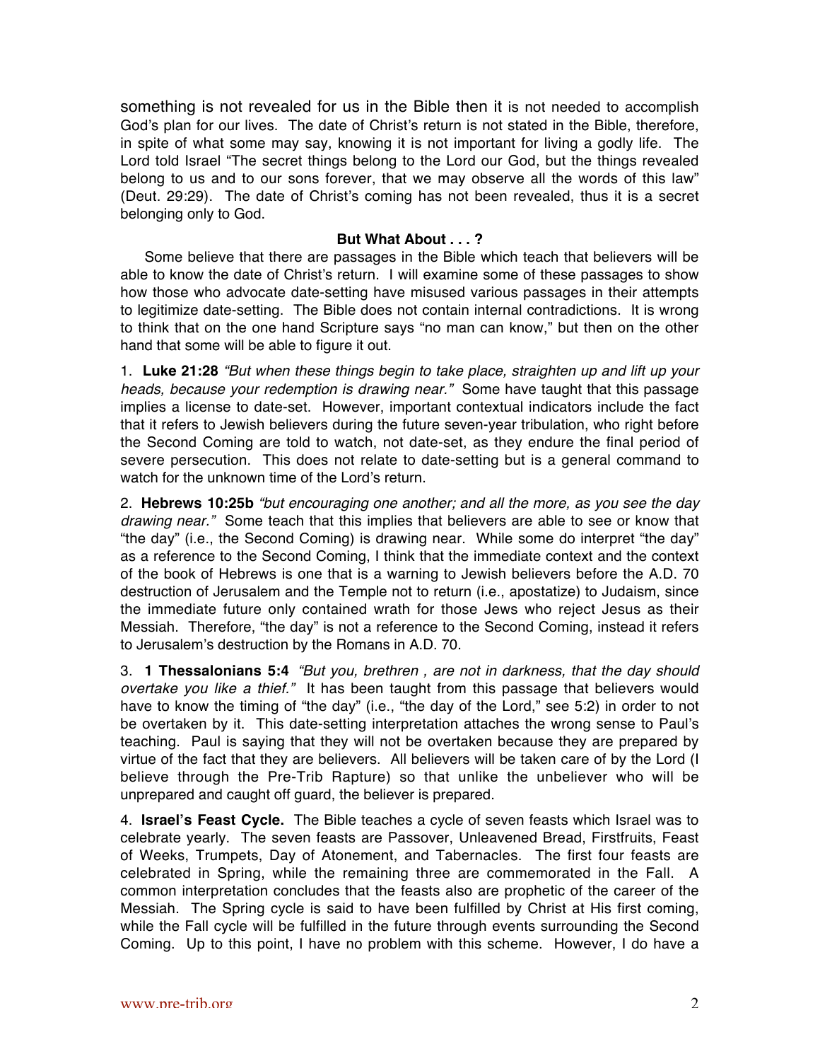something is not revealed for us in the Bible then it is not needed to accomplish God's plan for our lives. The date of Christ's return is not stated in the Bible, therefore, in spite of what some may say, knowing it is not important for living a godly life. The Lord told Israel "The secret things belong to the Lord our God, but the things revealed belong to us and to our sons forever, that we may observe all the words of this law" (Deut. 29:29). The date of Christ's coming has not been revealed, thus it is a secret belonging only to God.

**But What About . . . ?**

Some believe that there are passages in the Bible which teach that believers will be able to know the date of Christ's return. I will examine some of these passages to show how those who advocate date-setting have misused various passages in their attempts to legitimize date-setting. The Bible does not contain internal contradictions. It is wrong to think that on the one hand Scripture says "no man can know," but then on the other hand that some will be able to figure it out.

1. **Luke 21:28** *"But when these things begin to take place, straighten up and lift up your heads, because your redemption is drawing near."* Some have taught that this passage implies a license to date-set. However, important contextual indicators include the fact that it refers to Jewish believers during the future seven-year tribulation, who right before the Second Coming are told to watch, not date-set, as they endure the final period of severe persecution. This does not relate to date-setting but is a general command to watch for the unknown time of the Lord's return.

2. **Hebrews 10:25b** *"but encouraging one another; and all the more, as you see the day drawing near."* Some teach that this implies that believers are able to see or know that "the day" (i.e., the Second Coming) is drawing near. While some do interpret "the day" as a reference to the Second Coming, I think that the immediate context and the context of the book of Hebrews is one that is a warning to Jewish believers before the A.D. 70 destruction of Jerusalem and the Temple not to return (i.e., apostatize) to Judaism, since the immediate future only contained wrath for those Jews who reject Jesus as their Messiah. Therefore, "the day" is not a reference to the Second Coming, instead it refers to Jerusalem's destruction by the Romans in A.D. 70.

3. **1 Thessalonians 5:4** *"But you, brethren , are not in darkness, that the day should overtake you like a thief."* It has been taught from this passage that believers would have to know the timing of "the day" (i.e., "the day of the Lord," see 5:2) in order to not be overtaken by it. This date-setting interpretation attaches the wrong sense to Paul's teaching. Paul is saying that they will not be overtaken because they are prepared by virtue of the fact that they are believers. All believers will be taken care of by the Lord (I believe through the Pre-Trib Rapture) so that unlike the unbeliever who will be unprepared and caught off guard, the believer is prepared.

4. **Israel's Feast Cycle.** The Bible teaches a cycle of seven feasts which Israel was to celebrate yearly. The seven feasts are Passover, Unleavened Bread, Firstfruits, Feast of Weeks, Trumpets, Day of Atonement, and Tabernacles. The first four feasts are celebrated in Spring, while the remaining three are commemorated in the Fall. A common interpretation concludes that the feasts also are prophetic of the career of the Messiah. The Spring cycle is said to have been fulfilled by Christ at His first coming, while the Fall cycle will be fulfilled in the future through events surrounding the Second Coming. Up to this point, I have no problem with this scheme. However, I do have a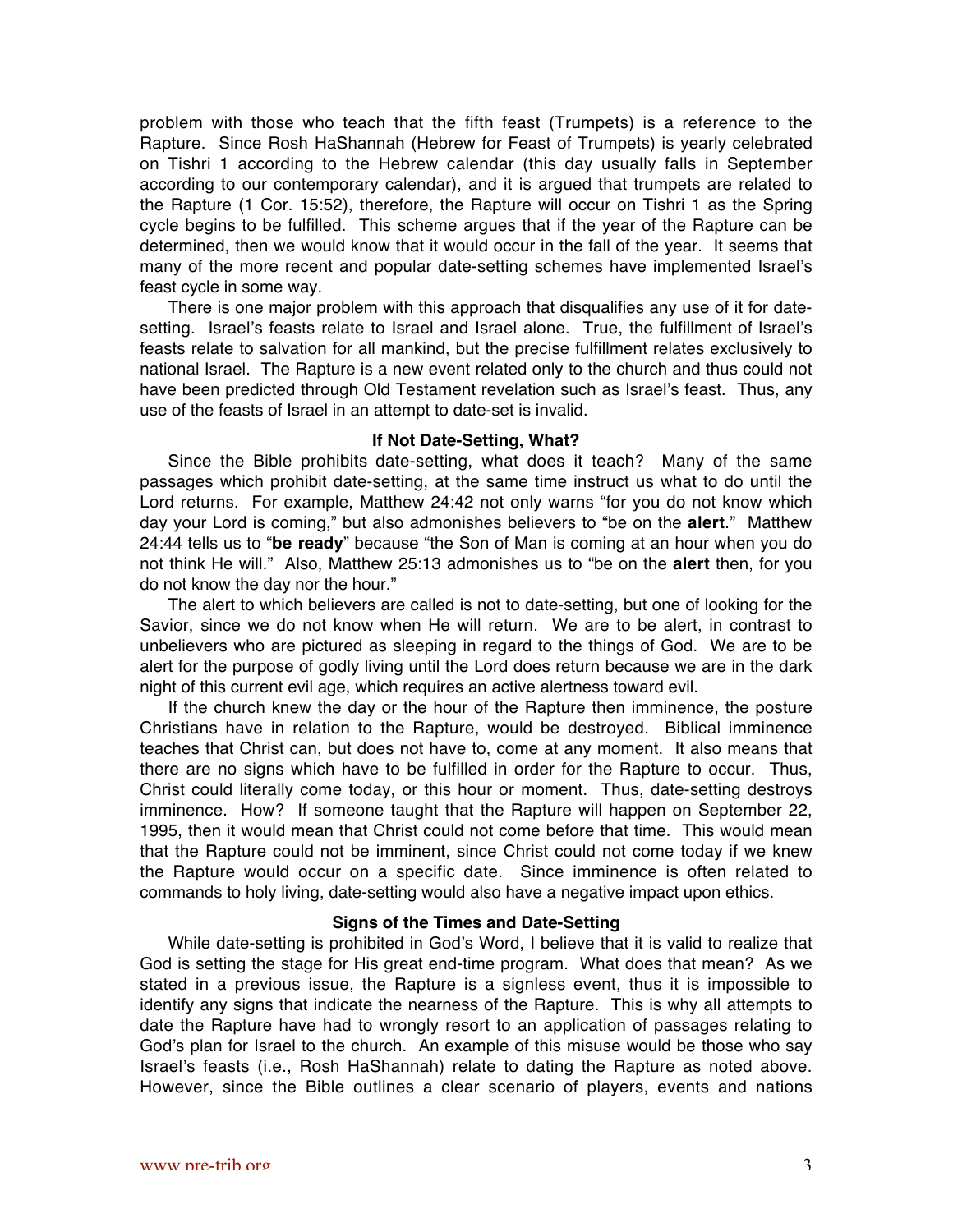problem with those who teach that the fifth feast (Trumpets) is a reference to the Rapture. Since Rosh HaShannah (Hebrew for Feast of Trumpets) is yearly celebrated on Tishri 1 according to the Hebrew calendar (this day usually falls in September according to our contemporary calendar), and it is argued that trumpets are related to the Rapture (1 Cor. 15:52), therefore, the Rapture will occur on Tishri 1 as the Spring cycle begins to be fulfilled. This scheme argues that if the year of the Rapture can be determined, then we would know that it would occur in the fall of the year. It seems that many of the more recent and popular date-setting schemes have implemented Israel's feast cycle in some way.

There is one major problem with this approach that disqualifies any use of it for date-setting. Israel's feasts relate to Israel and Israel alone. True, the fulfillment of Israel's feasts relate to salvation for all mankind, but the precise fulfillment relates exclusively to national Israel. The Rapture is a new event related only to the church and thus could not have been predicted through Old Testament revelation such as Israel's feast. Thus, any use of the feasts of Israel in an attempt to date-set is invalid.

### If Not Date-Setting, What?

Since the Bible prohibits date-setting, what does it teach? Many of the same passages which prohibit date-setting, at the same time instruct us what to do until the Lord returns. For example, Matthew 24:42 not only warns "for you do not know which day your Lord is coming," but also admonishes believers to "be on the **alert**." Matthew 24:44 tells us to "**be ready**" because "the Son of Man is coming at an hour when you do not think He will." Also, Matthew 25:13 admonishes us to "be on the **alert** then, for you do not know the day nor the hour."

The alert to which believers are called is not to date-setting, but one of looking for the Savior, since we do not know when He will return. We are to be alert, in contrast to unbelievers who are pictured as sleeping in regard to the things of God. We are to be alert for the purpose of godly living until the Lord does return because we are in the dark night of this current evil age, which requires an active alertness toward evil.

If the church knew the day or the hour of the Rapture then imminence, the posture Christians have in relation to the Rapture, would be destroyed. Biblical imminence teaches that Christ can, but does not have to, come at any moment. It also means that there are no signs which have to be fulfilled in order for the Rapture to occur. Thus, Christ could literally come today, or this hour or moment. Thus, date-setting destroys imminence. How? If someone taught that the Rapture will happen on September 22, 1995, then it would mean that Christ could not come before that time. This would mean that the Rapture could not be imminent, since Christ could not come today if we knew the Rapture would occur on a specific date. Since imminence is often related to commands to holy living, date-setting would also have a negative impact upon ethics.

### Signs of the Times and Date-Setting

While date-setting is prohibited in God's Word, I believe that it is valid to realize that God is setting the stage for His great end-time program. What does that mean? As we stated in a previous issue, the Rapture is a signless event, thus it is impossible to identify any signs that indicate the nearness of the Rapture. This is why all attempts to date the Rapture have had to wrongly resort to an application of passages relating to God's plan for Israel to the church. An example of this misuse would be those who say Israel's feasts (i.e., Rosh HaShannah) relate to dating the Rapture as noted above. However, since the Bible outlines a clear scenario of players, events and nations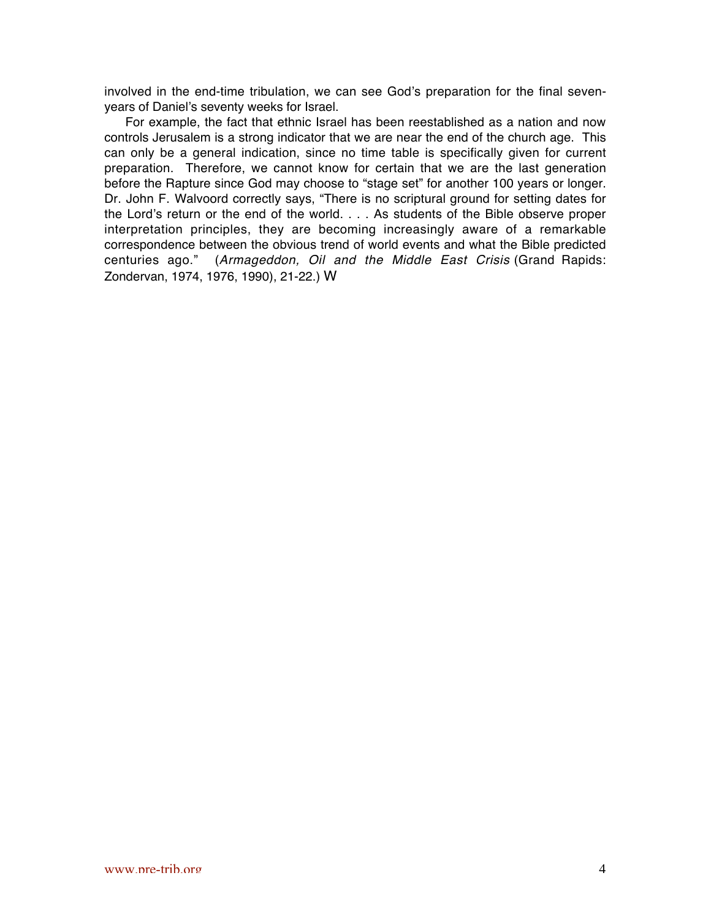involved in the end-time tribulation, we can see God's preparation for the final seven-years of Daniel's seventy weeks for Israel.

For example, the fact that ethnic Israel has been reestablished as a nation and now controls Jerusalem is a strong indicator that we are near the end of the church age. This can only be a general indication, since no time table is specifically given for current preparation. Therefore, we cannot know for certain that we are the last generation before the Rapture since God may choose to "stage set" for another 100 years or longer. Dr. John F. Walvoord correctly says, "There is no scriptural ground for setting dates for the Lord's return or the end of the world. . . . As students of the Bible observe proper interpretation principles, they are becoming increasingly aware of a remarkable correspondence between the obvious trend of world events and what the Bible predicted centuries ago." (*Armageddon, Oil and the Middle East Crisis* (Grand Rapids: Zondervan, 1974, 1976, 1990), 21-22.) W